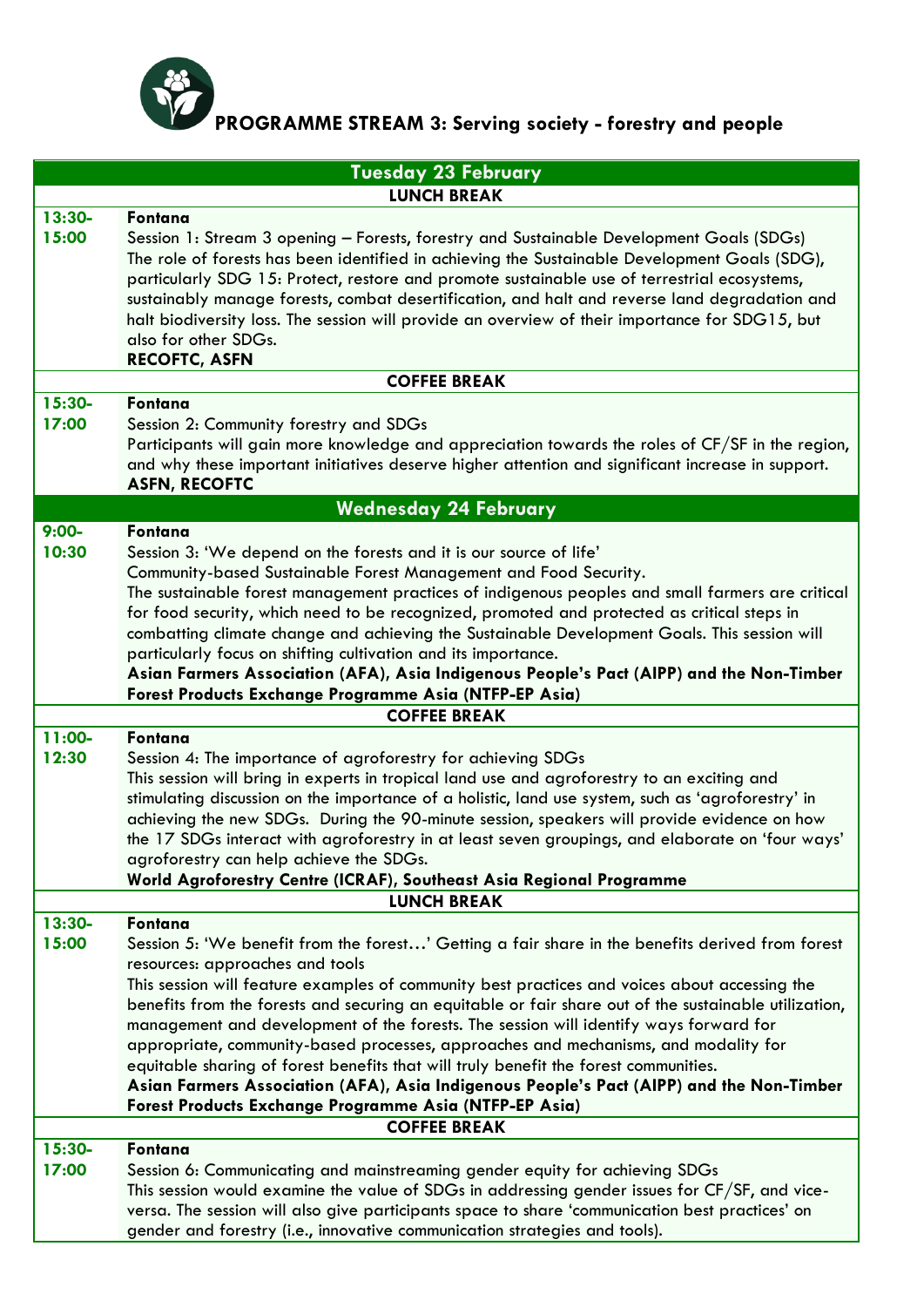# PROGRAMME STREAM 3: Serving society - forestry and people

| Tuesday 23 February | |
|---|---|
| **LUNCH BREAK** | |
| **13:30-15:00** | **Fontana**<br>Session 1: Stream 3 opening – Forests, forestry and Sustainable Development Goals (SDGs)<br>The role of forests has been identified in achieving the Sustainable Development Goals (SDG), particularly SDG 15: Protect, restore and promote sustainable use of terrestrial ecosystems, sustainably manage forests, combat desertification, and halt and reverse land degradation and halt biodiversity loss. The session will provide an overview of their importance for SDG15, but also for other SDGs.<br>**RECOFTC, ASFN** |
| **COFFEE BREAK** | |
| **15:30-17:00** | **Fontana**<br>Session 2: Community forestry and SDGs<br>Participants will gain more knowledge and appreciation towards the roles of CF/SF in the region, and why these important initiatives deserve higher attention and significant increase in support.<br>**ASFN, RECOFTC** |
| **Wednesday 24 February** | |
| **9:00-10:30** | **Fontana**<br>Session 3: 'We depend on the forests and it is our source of life'<br>Community-based Sustainable Forest Management and Food Security.<br>The sustainable forest management practices of indigenous peoples and small farmers are critical for food security, which need to be recognized, promoted and protected as critical steps in combatting climate change and achieving the Sustainable Development Goals. This session will particularly focus on shifting cultivation and its importance.<br>**Asian Farmers Association (AFA), Asia Indigenous People's Pact (AIPP) and the Non-Timber Forest Products Exchange Programme Asia (NTFP-EP Asia)** |
| **COFFEE BREAK** | |
| **11:00-12:30** | **Fontana**<br>Session 4: The importance of agroforestry for achieving SDGs<br>This session will bring in experts in tropical land use and agroforestry to an exciting and stimulating discussion on the importance of a holistic, land use system, such as 'agroforestry' in achieving the new SDGs. During the 90-minute session, speakers will provide evidence on how the 17 SDGs interact with agroforestry in at least seven groupings, and elaborate on 'four ways' agroforestry can help achieve the SDGs.<br>**World Agroforestry Centre (ICRAF), Southeast Asia Regional Programme** |
| **LUNCH BREAK** | |
| **13:30-15:00** | **Fontana**<br>Session 5: 'We benefit from the forest…' Getting a fair share in the benefits derived from forest resources: approaches and tools<br>This session will feature examples of community best practices and voices about accessing the benefits from the forests and securing an equitable or fair share out of the sustainable utilization, management and development of the forests. The session will identify ways forward for appropriate, community-based processes, approaches and mechanisms, and modality for equitable sharing of forest benefits that will truly benefit the forest communities.<br>**Asian Farmers Association (AFA), Asia Indigenous People's Pact (AIPP) and the Non-Timber Forest Products Exchange Programme Asia (NTFP-EP Asia)** |
| **COFFEE BREAK** | |
| **15:30-17:00** | **Fontana**<br>Session 6: Communicating and mainstreaming gender equity for achieving SDGs<br>This session would examine the value of SDGs in addressing gender issues for CF/SF, and vice-versa. The session will also give participants space to share 'communication best practices' on gender and forestry (i.e., innovative communication strategies and tools). |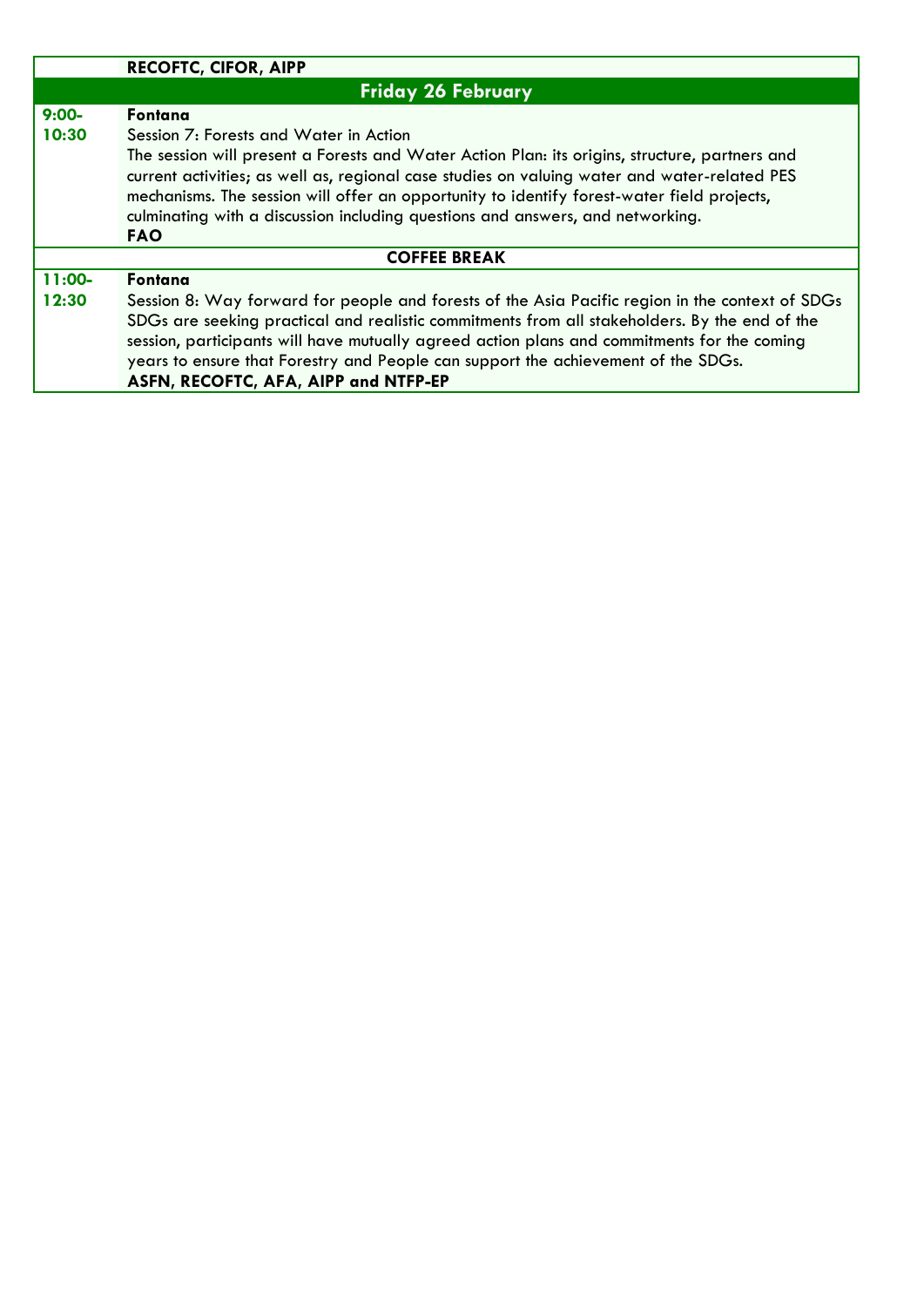| | |
|---|---|
| | **RECOFTC, CIFOR, AIPP** |
| **Friday 26 February** | |
| **9:00-10:30** | **Fontana**<br>Session 7: Forests and Water in Action<br>The session will present a Forests and Water Action Plan: its origins, structure, partners and current activities; as well as, regional case studies on valuing water and water-related PES mechanisms. The session will offer an opportunity to identify forest-water field projects, culminating with a discussion including questions and answers, and networking.<br>**FAO** |
| **COFFEE BREAK** | |
| **11:00-12:30** | **Fontana**<br>Session 8: Way forward for people and forests of the Asia Pacific region in the context of SDGs SDGs are seeking practical and realistic commitments from all stakeholders. By the end of the session, participants will have mutually agreed action plans and commitments for the coming years to ensure that Forestry and People can support the achievement of the SDGs.<br>**ASFN, RECOFTC, AFA, AIPP and NTFP-EP** |